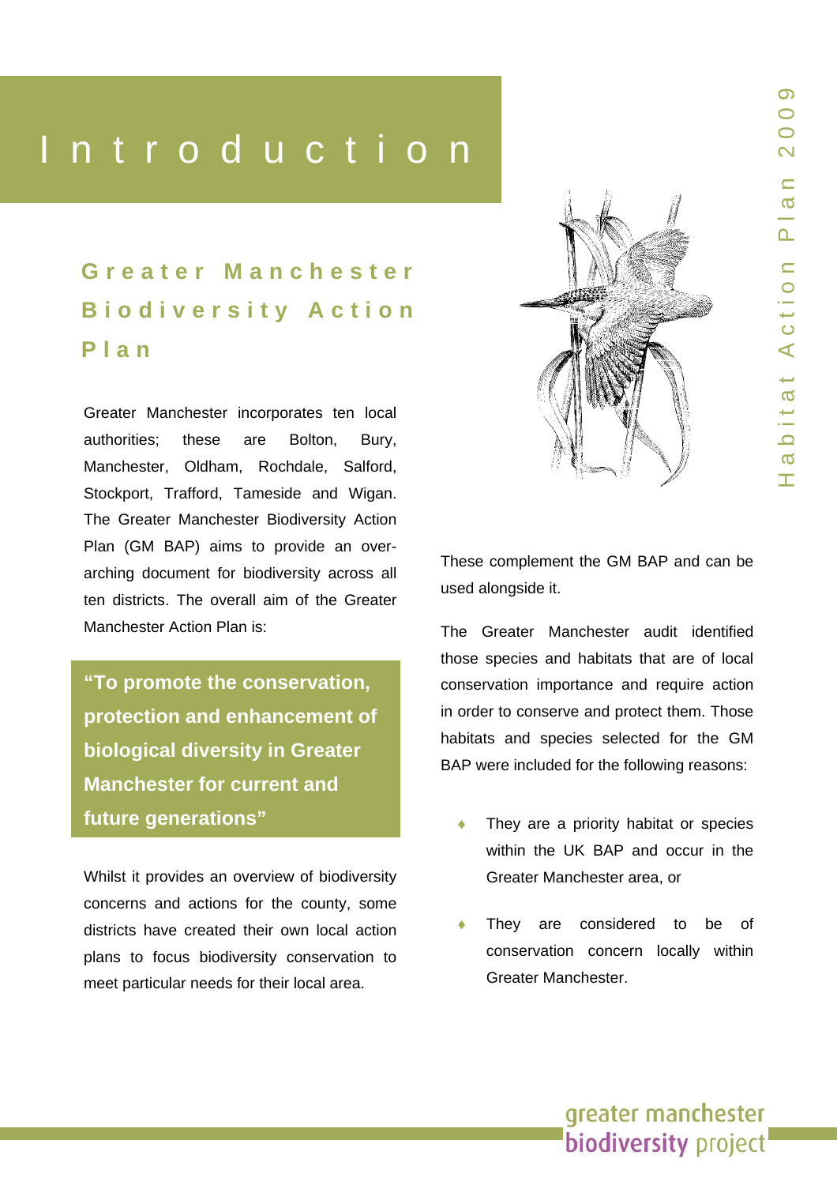# Introduction

## Greater Manchester Biodiversity Action Plan

Greater Manchester incorporates ten local authorities; these are Bolton, Bury, Manchester, Oldham, Rochdale, Salford, Stockport, Trafford, Tameside and Wigan. The Greater Manchester Biodiversity Action Plan (GM BAP) aims to provide an over-arching document for biodiversity across all ten districts. The overall aim of the Greater Manchester Action Plan is:

> **"To promote the conservation, protection and enhancement of biological diversity in Greater Manchester for current and future generations"**

Whilst it provides an overview of biodiversity concerns and actions for the county, some districts have created their own local action plans to focus biodiversity conservation to meet particular needs for their local area. These complement the GM BAP and can be used alongside it.

The Greater Manchester audit identified those species and habitats that are of local conservation importance and require action in order to conserve and protect them. Those habitats and species selected for the GM BAP were included for the following reasons:

- They are a priority habitat or species within the UK BAP and occur in the Greater Manchester area, or
- They are considered to be of conservation concern locally within Greater Manchester.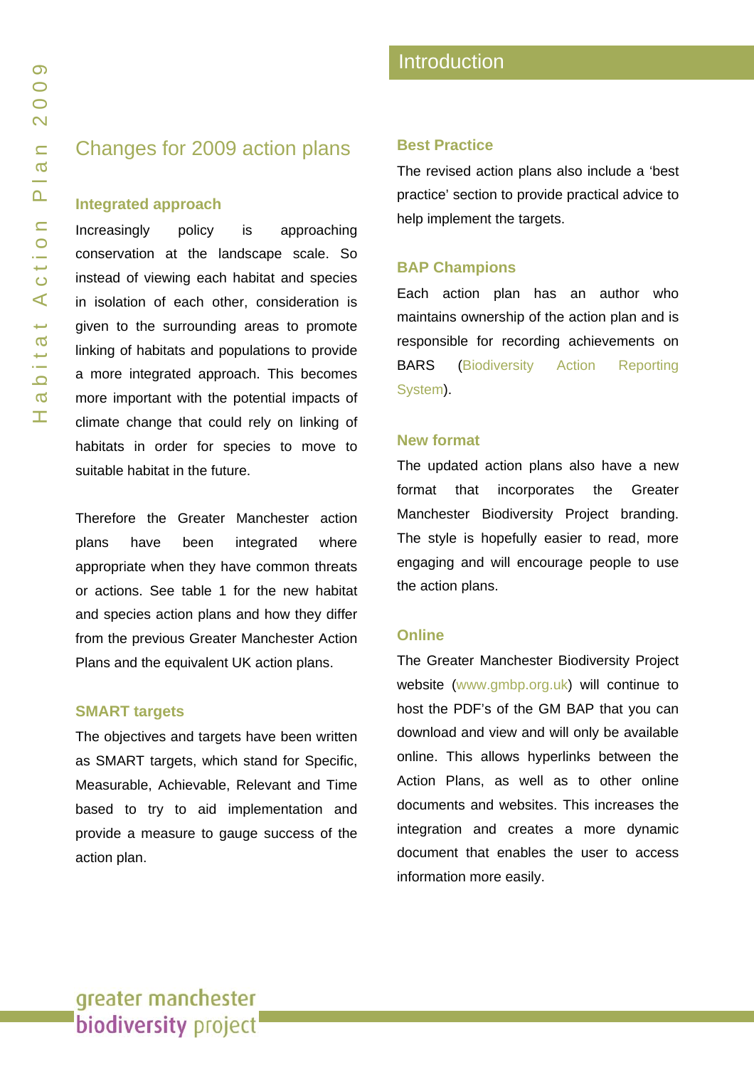# Introduction

## Changes for 2009 action plans

### Integrated approach

Increasingly policy is approaching conservation at the landscape scale. So instead of viewing each habitat and species in isolation of each other, consideration is given to the surrounding areas to promote linking of habitats and populations to provide a more integrated approach. This becomes more important with the potential impacts of climate change that could rely on linking of habitats in order for species to move to suitable habitat in the future.

Therefore the Greater Manchester action plans have been integrated where appropriate when they have common threats or actions. See table 1 for the new habitat and species action plans and how they differ from the previous Greater Manchester Action Plans and the equivalent UK action plans.

### SMART targets

The objectives and targets have been written as SMART targets, which stand for Specific, Measurable, Achievable, Relevant and Time based to try to aid implementation and provide a measure to gauge success of the action plan.

### Best Practice

The revised action plans also include a 'best practice' section to provide practical advice to help implement the targets.

### BAP Champions

Each action plan has an author who maintains ownership of the action plan and is responsible for recording achievements on BARS (Biodiversity Action Reporting System).

### New format

The updated action plans also have a new format that incorporates the Greater Manchester Biodiversity Project branding. The style is hopefully easier to read, more engaging and will encourage people to use the action plans.

### Online

The Greater Manchester Biodiversity Project website (www.gmbp.org.uk) will continue to host the PDF's of the GM BAP that you can download and view and will only be available online. This allows hyperlinks between the Action Plans, as well as to other online documents and websites. This increases the integration and creates a more dynamic document that enables the user to access information more easily.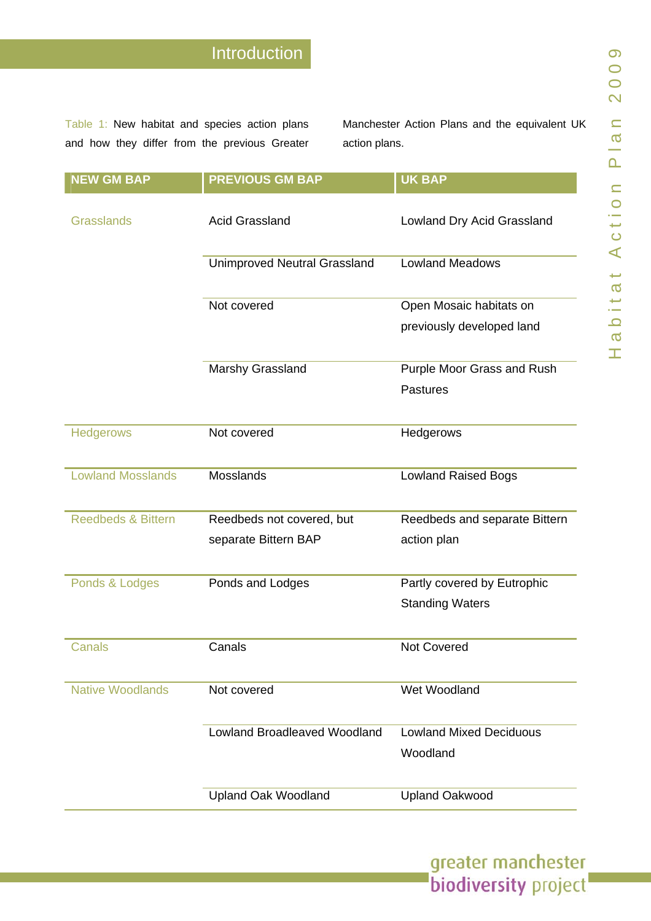## Introduction

Table 1: New habitat and species action plans and how they differ from the previous Greater Manchester Action Plans and the equivalent UK action plans.

| NEW GM BAP | PREVIOUS GM BAP | UK BAP |
| --- | --- | --- |
| Grasslands | Acid Grassland | Lowland Dry Acid Grassland |
| | Unimproved Neutral Grassland | Lowland Meadows |
| | Not covered | Open Mosaic habitats on previously developed land |
| | Marshy Grassland | Purple Moor Grass and Rush Pastures |
| Hedgerows | Not covered | Hedgerows |
| Lowland Mosslands | Mosslands | Lowland Raised Bogs |
| Reedbeds & Bittern | Reedbeds not covered, but separate Bittern BAP | Reedbeds and separate Bittern action plan |
| Ponds & Lodges | Ponds and Lodges | Partly covered by Eutrophic Standing Waters |
| Canals | Canals | Not Covered |
| Native Woodlands | Not covered | Wet Woodland |
| | Lowland Broadleaved Woodland | Lowland Mixed Deciduous Woodland |
| | Upland Oak Woodland | Upland Oakwood |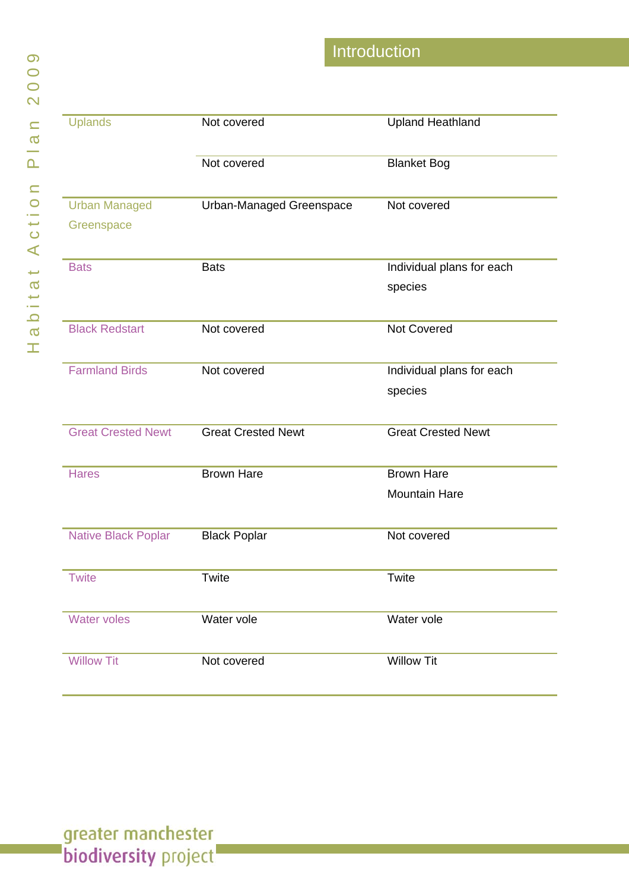## Introduction

| | | |
|---|---|---|
| Uplands | Not covered | Upland Heathland |
| | Not covered | Blanket Bog |
| Urban Managed Greenspace | Urban-Managed Greenspace | Not covered |
| Bats | Bats | Individual plans for each species |
| Black Redstart | Not covered | Not Covered |
| Farmland Birds | Not covered | Individual plans for each species |
| Great Crested Newt | Great Crested Newt | Great Crested Newt |
| Hares | Brown Hare | Brown Hare<br>Mountain Hare |
| Native Black Poplar | Black Poplar | Not covered |
| Twite | Twite | Twite |
| Water voles | Water vole | Water vole |
| Willow Tit | Not covered | Willow Tit |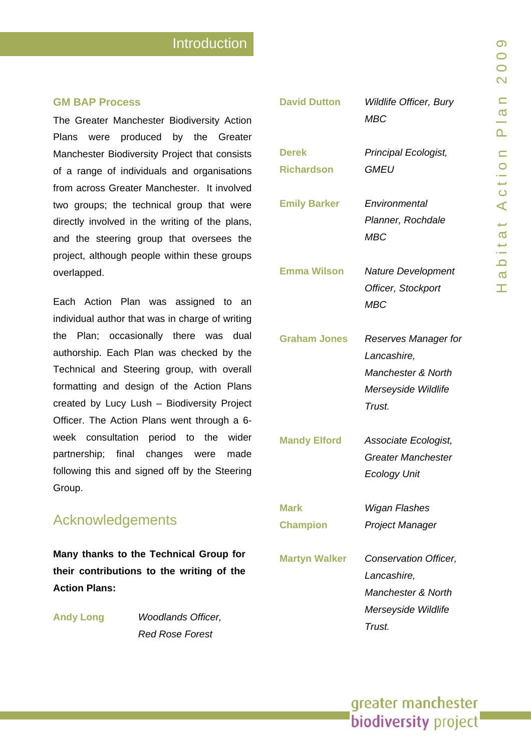## Introduction

### GM BAP Process

The Greater Manchester Biodiversity Action Plans were produced by the Greater Manchester Biodiversity Project that consists of a range of individuals and organisations from across Greater Manchester. It involved two groups; the technical group that were directly involved in the writing of the plans, and the steering group that oversees the project, although people within these groups overlapped.

Each Action Plan was assigned to an individual author that was in charge of writing the Plan; occasionally there was dual authorship. Each Plan was checked by the Technical and Steering group, with overall formatting and design of the Action Plans created by Lucy Lush – Biodiversity Project Officer. The Action Plans went through a 6-week consultation period to the wider partnership; final changes were made following this and signed off by the Steering Group.

## Acknowledgements

**Many thanks to the Technical Group for their contributions to the writing of the Action Plans:**

| | |
|---|---|
| **Andy Long** | *Woodlands Officer, Red Rose Forest* |
| **David Dutton** | *Wildlife Officer, Bury MBC* |
| **Derek Richardson** | *Principal Ecologist, GMEU* |
| **Emily Barker** | *Environmental Planner, Rochdale MBC* |
| **Emma Wilson** | *Nature Development Officer, Stockport MBC* |
| **Graham Jones** | *Reserves Manager for Lancashire, Manchester & North Merseyside Wildlife Trust.* |
| **Mandy Elford** | *Associate Ecologist, Greater Manchester Ecology Unit* |
| **Mark Champion** | *Wigan Flashes Project Manager* |
| **Martyn Walker** | *Conservation Officer, Lancashire, Manchester & North Merseyside Wildlife Trust.* |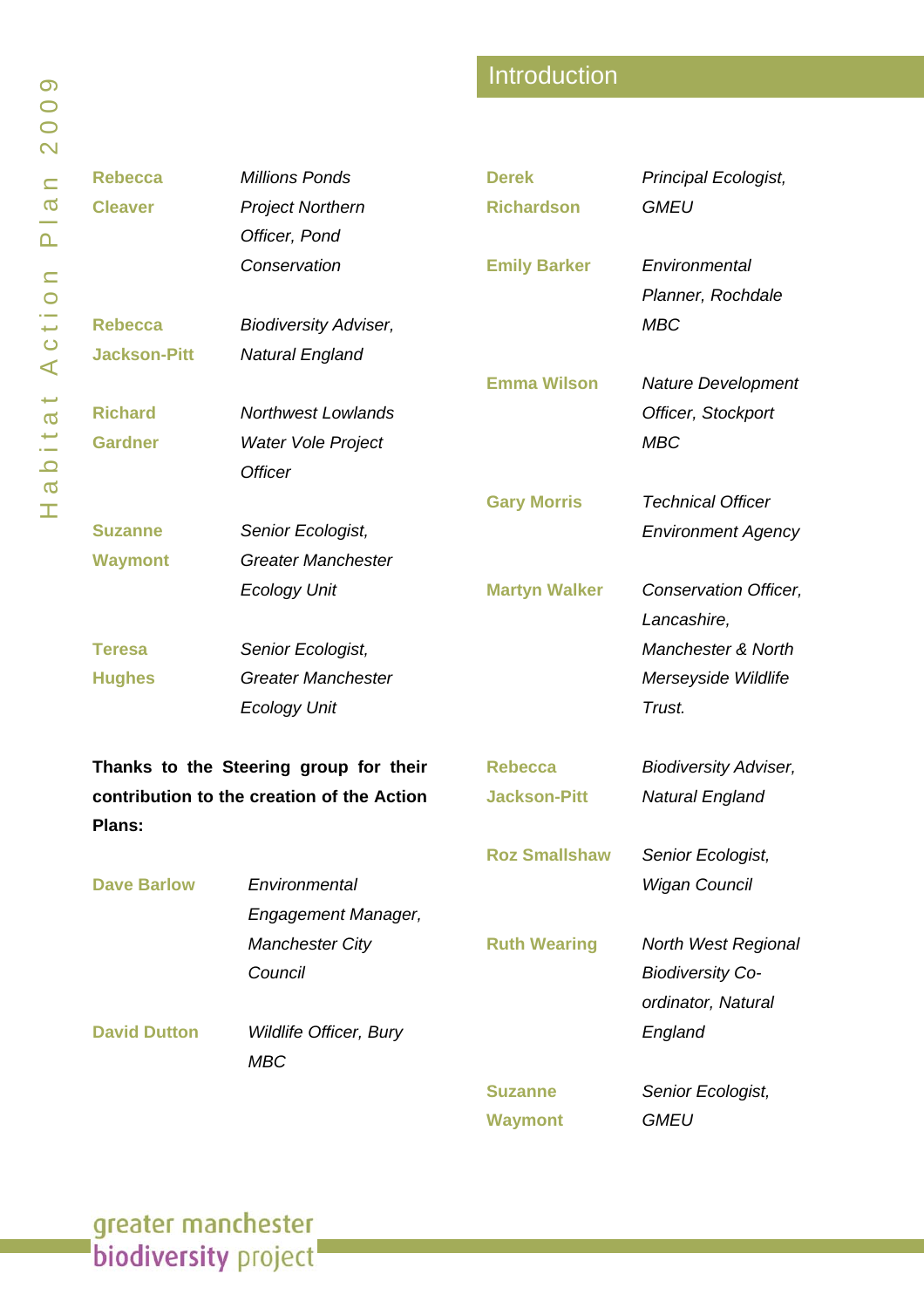## Introduction

**Rebecca Cleaver** — *Millions Ponds Project Northern Officer, Pond Conservation*

**Rebecca Jackson-Pitt** — *Biodiversity Adviser, Natural England*

**Richard Gardner** — *Northwest Lowlands Water Vole Project Officer*

**Suzanne Waymont** — *Senior Ecologist, Greater Manchester Ecology Unit*

**Teresa Hughes** — *Senior Ecologist, Greater Manchester Ecology Unit*

**Thanks to the Steering group for their contribution to the creation of the Action Plans:**

**Dave Barlow** — *Environmental Engagement Manager, Manchester City Council*

**David Dutton** — *Wildlife Officer, Bury MBC*

**Derek Richardson** — *Principal Ecologist, GMEU*

**Emily Barker** — *Environmental Planner, Rochdale MBC*

**Emma Wilson** — *Nature Development Officer, Stockport MBC*

**Gary Morris** — *Technical Officer Environment Agency*

**Martyn Walker** — *Conservation Officer, Lancashire, Manchester & North Merseyside Wildlife Trust.*

**Rebecca Jackson-Pitt** — *Biodiversity Adviser, Natural England*

**Roz Smallshaw** — *Senior Ecologist, Wigan Council*

**Ruth Wearing** — *North West Regional Biodiversity Co-ordinator, Natural England*

**Suzanne Waymont** — *Senior Ecologist, GMEU*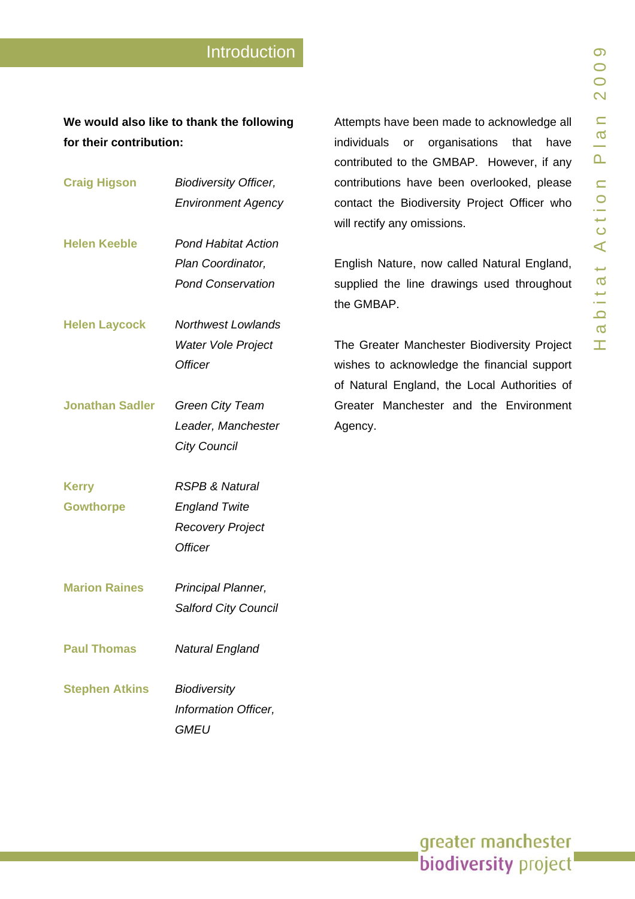## Introduction

**We would also like to thank the following for their contribution:**

| | |
|---|---|
| **Craig Higson** | *Biodiversity Officer, Environment Agency* |
| **Helen Keeble** | *Pond Habitat Action Plan Coordinator, Pond Conservation* |
| **Helen Laycock** | *Northwest Lowlands Water Vole Project Officer* |
| **Jonathan Sadler** | *Green City Team Leader, Manchester City Council* |
| **Kerry Gowthorpe** | *RSPB & Natural England Twite Recovery Project Officer* |
| **Marion Raines** | *Principal Planner, Salford City Council* |
| **Paul Thomas** | *Natural England* |
| **Stephen Atkins** | *Biodiversity Information Officer, GMEU* |

Attempts have been made to acknowledge all individuals or organisations that have contributed to the GMBAP. However, if any contributions have been overlooked, please contact the Biodiversity Project Officer who will rectify any omissions.

English Nature, now called Natural England, supplied the line drawings used throughout the GMBAP.

The Greater Manchester Biodiversity Project wishes to acknowledge the financial support of Natural England, the Local Authorities of Greater Manchester and the Environment Agency.